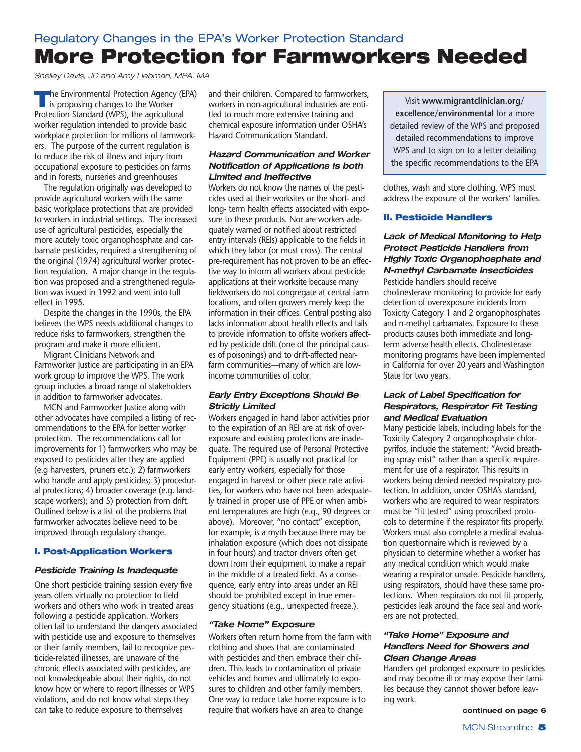Regulatory Changes in the EPA's Worker Protection Standard

# More Protection for Farmworkers Needed

*Shelley Davis, JD and Amy Liebman, MPA, MA*

The Environmental Protection Agency (EPA) is proposing changes to the Worker Protection Standard (WPS), the agricultural worker regulation intended to provide basic workplace protection for millions of farmworkers. The purpose of the current regulation is to reduce the risk of illness and injury from occupational exposure to pesticides on farms and in forests, nurseries and greenhouses

The regulation originally was developed to provide agricultural workers with the same basic workplace protections that are provided to workers in industrial settings. The increased use of agricultural pesticides, especially the more acutely toxic organophosphate and carbamate pesticides, required a strengthening of the original (1974) agricultural worker protection regulation. A major change in the regulation was proposed and a strengthened regulation was issued in 1992 and went into full effect in 1995.

Despite the changes in the 1990s, the EPA believes the WPS needs additional changes to reduce risks to farmworkers, strengthen the program and make it more efficient.

Migrant Clinicians Network and Farmworker Justice are participating in an EPA work group to improve the WPS. The work group includes a broad range of stakeholders in addition to farmworker advocates.

MCN and Farmworker Justice along with other advocates have compiled a listing of recommendations to the EPA for better worker protection. The recommendations call for improvements for 1) farmworkers who may be exposed to pesticides after they are applied (e.g harvesters, pruners etc.); 2) farmworkers who handle and apply pesticides; 3) procedural protections; 4) broader coverage (e.g. landscape workers); and 5) protection from drift. Outlined below is a list of the problems that farmworker advocates believe need to be improved through regulatory change.

## I. Post-Application Workers

### Pesticide Training Is Inadequate

One short pesticide training session every five years offers virtually no protection to field workers and others who work in treated areas following a pesticide application. Workers often fail to understand the dangers associated with pesticide use and exposure to themselves or their family members, fail to recognize pesticide-related illnesses, are unaware of the chronic effects associated with pesticides, are not knowledgeable about their rights, do not know how or where to report illnesses or WPS violations, and do not know what steps they can take to reduce exposure to themselves and their children. Compared to farmworkers, workers in non-agricultural industries are entitled to much more extensive training and chemical exposure information under OSHA's Hazard Communication Standard.

### Hazard Communication and Worker Notification of Applications Is both Limited and Ineffective

Workers do not know the names of the pesticides used at their worksites or the short- and long- term health effects associated with exposure to these products. Nor are workers adequately warned or notified about restricted entry intervals (REIs) applicable to the fields in which they labor (or must cross). The central pre-requirement has not proven to be an effective way to inform all workers about pesticide applications at their worksite because many fieldworkers do not congregate at central farm locations, and often growers merely keep the information in their offices. Central posting also lacks information about health effects and fails to provide information to offsite workers affected by pesticide drift (one of the principal causes of poisonings) and to drift-affected near-farm communities—many of which are low-income communities of color.

### Early Entry Exceptions Should Be Strictly Limited

Workers engaged in hand labor activities prior to the expiration of an REI are at risk of overexposure and existing protections are inadequate. The required use of Personal Protective Equipment (PPE) is usually not practical for early entry workers, especially for those engaged in harvest or other piece rate activities, for workers who have not been adequately trained in proper use of PPE or when ambient temperatures are high (e.g., 90 degrees or above). Moreover, "no contact" exception, for example, is a myth because there may be inhalation exposure (which does not dissipate in four hours) and tractor drivers often get down from their equipment to make a repair in the middle of a treated field. As a consequence, early entry into areas under an REI should be prohibited except in true emergency situations (e.g., unexpected freeze.).

### "Take Home" Exposure

Workers often return home from the farm with clothing and shoes that are contaminated with pesticides and then embrace their children. This leads to contamination of private vehicles and homes and ultimately to exposures to children and other family members. One way to reduce take home exposure is to require that workers have an area to change clothes, wash and store clothing. WPS must address the exposure of the workers' families.

> Visit **www.migrantclinician.org/excellence/environmental** for a more detailed review of the WPS and proposed detailed recommendations to improve WPS and to sign on to a letter detailing the specific recommendations to the EPA

## II. Pesticide Handlers

### Lack of Medical Monitoring to Help Protect Pesticide Handlers from Highly Toxic Organophosphate and N-methyl Carbamate Insecticides

Pesticide handlers should receive cholinesterase monitoring to provide for early detection of overexposure incidents from Toxicity Category 1 and 2 organophosphates and n-methyl carbamates. Exposure to these products causes both immediate and long-term adverse health effects. Cholinesterase monitoring programs have been implemented in California for over 20 years and Washington State for two years.

### Lack of Label Specification for Respirators, Respirator Fit Testing and Medical Evaluation

Many pesticide labels, including labels for the Toxicity Category 2 organophosphate chlorpyrifos, include the statement: "Avoid breathing spray mist" rather than a specific requirement for use of a respirator. This results in workers being denied needed respiratory protection. In addition, under OSHA's standard, workers who are required to wear respirators must be "fit tested" using proscribed protocols to determine if the respirator fits properly. Workers must also complete a medical evaluation questionnaire which is reviewed by a physician to determine whether a worker has any medical condition which would make wearing a respirator unsafe. Pesticide handlers, using respirators, should have these same protections. When respirators do not fit properly, pesticides leak around the face seal and workers are not protected.

### "Take Home" Exposure and Handlers Need for Showers and Clean Change Areas

Handlers get prolonged exposure to pesticides and may become ill or may expose their families because they cannot shower before leaving work.

**continued on page 6**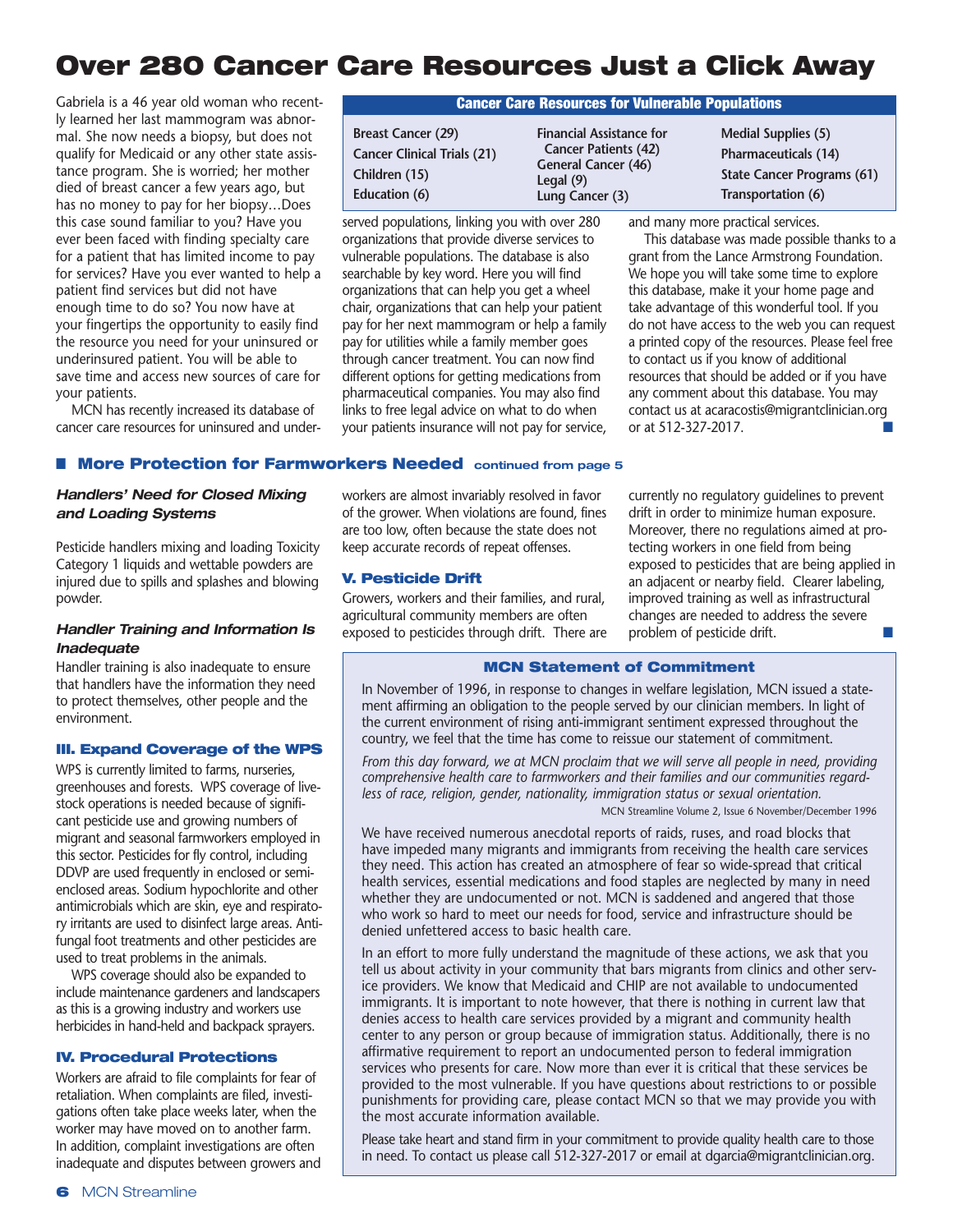# Over 280 Cancer Care Resources Just a Click Away

Gabriela is a 46 year old woman who recently learned her last mammogram was abnormal. She now needs a biopsy, but does not qualify for Medicaid or any other state assistance program. She is worried; her mother died of breast cancer a few years ago, but has no money to pay for her biopsy…Does this case sound familiar to you? Have you ever been faced with finding specialty care for a patient that has limited income to pay for services? Have you ever wanted to help a patient find services but did not have enough time to do so? You now have at your fingertips the opportunity to easily find the resource you need for your uninsured or underinsured patient. You will be able to save time and access new sources of care for your patients.

**Cancer Care Resources for Vulnerable Populations**

| | | |
|---|---|---|
| Breast Cancer (29) | Financial Assistance for Cancer Patients (42) | Medial Supplies (5) |
| Cancer Clinical Trials (21) | General Cancer (46) | Pharmaceuticals (14) |
| Children (15) | Legal (9) | State Cancer Programs (61) |
| Education (6) | Lung Cancer (3) | Transportation (6) |

MCN has recently increased its database of cancer care resources for uninsured and underserved populations, linking you with over 280 organizations that provide diverse services to vulnerable populations. The database is also searchable by key word. Here you will find organizations that can help you get a wheel chair, organizations that can help your patient pay for her next mammogram or help a family pay for utilities while a family member goes through cancer treatment. You can now find different options for getting medications from pharmaceutical companies. You may also find links to free legal advice on what to do when your patients insurance will not pay for service, and many more practical services.

This database was made possible thanks to a grant from the Lance Armstrong Foundation. We hope you will take some time to explore this database, make it your home page and take advantage of this wonderful tool. If you do not have access to the web you can request a printed copy of the resources. Please feel free to contact us if you know of additional resources that should be added or if you have any comment about this database. You may contact us at acaracostis@migrantclinician.org or at 512-327-2017. ■

## ■ More Protection for Farmworkers Needed continued from page 5

#### *Handlers' Need for Closed Mixing and Loading Systems*

Pesticide handlers mixing and loading Toxicity Category 1 liquids and wettable powders are injured due to spills and splashes and blowing powder.

#### *Handler Training and Information Is Inadequate*

Handler training is also inadequate to ensure that handlers have the information they need to protect themselves, other people and the environment.

### III. Expand Coverage of the WPS

WPS is currently limited to farms, nurseries, greenhouses and forests. WPS coverage of livestock operations is needed because of significant pesticide use and growing numbers of migrant and seasonal farmworkers employed in this sector. Pesticides for fly control, including DDVP are used frequently in enclosed or semi-enclosed areas. Sodium hypochlorite and other antimicrobials which are skin, eye and respiratory irritants are used to disinfect large areas. Antifungal foot treatments and other pesticides are used to treat problems in the animals.

WPS coverage should also be expanded to include maintenance gardeners and landscapers as this is a growing industry and workers use herbicides in hand-held and backpack sprayers.

### IV. Procedural Protections

Workers are afraid to file complaints for fear of retaliation. When complaints are filed, investigations often take place weeks later, when the worker may have moved on to another farm. In addition, complaint investigations are often inadequate and disputes between growers and workers are almost invariably resolved in favor of the grower. When violations are found, fines are too low, often because the state does not keep accurate records of repeat offenses.

### V. Pesticide Drift

Growers, workers and their families, and rural, agricultural community members are often exposed to pesticides through drift. There are currently no regulatory guidelines to prevent drift in order to minimize human exposure. Moreover, there no regulations aimed at protecting workers in one field from being exposed to pesticides that are being applied in an adjacent or nearby field. Clearer labeling, improved training as well as infrastructural changes are needed to address the severe problem of pesticide drift. ■

### MCN Statement of Commitment

In November of 1996, in response to changes in welfare legislation, MCN issued a statement affirming an obligation to the people served by our clinician members. In light of the current environment of rising anti-immigrant sentiment expressed throughout the country, we feel that the time has come to reissue our statement of commitment.

*From this day forward, we at MCN proclaim that we will serve all people in need, providing comprehensive health care to farmworkers and their families and our communities regardless of race, religion, gender, nationality, immigration status or sexual orientation.*

MCN Streamline Volume 2, Issue 6 November/December 1996

We have received numerous anecdotal reports of raids, ruses, and road blocks that have impeded many migrants and immigrants from receiving the health care services they need. This action has created an atmosphere of fear so wide-spread that critical health services, essential medications and food staples are neglected by many in need whether they are undocumented or not. MCN is saddened and angered that those who work so hard to meet our needs for food, service and infrastructure should be denied unfettered access to basic health care.

In an effort to more fully understand the magnitude of these actions, we ask that you tell us about activity in your community that bars migrants from clinics and other service providers. We know that Medicaid and CHIP are not available to undocumented immigrants. It is important to note however, that there is nothing in current law that denies access to health care services provided by a migrant and community health center to any person or group because of immigration status. Additionally, there is no affirmative requirement to report an undocumented person to federal immigration services who presents for care. Now more than ever it is critical that these services be provided to the most vulnerable. If you have questions about restrictions to or possible punishments for providing care, please contact MCN so that we may provide you with the most accurate information available.

Please take heart and stand firm in your commitment to provide quality health care to those in need. To contact us please call 512-327-2017 or email at dgarcia@migrantclinician.org.